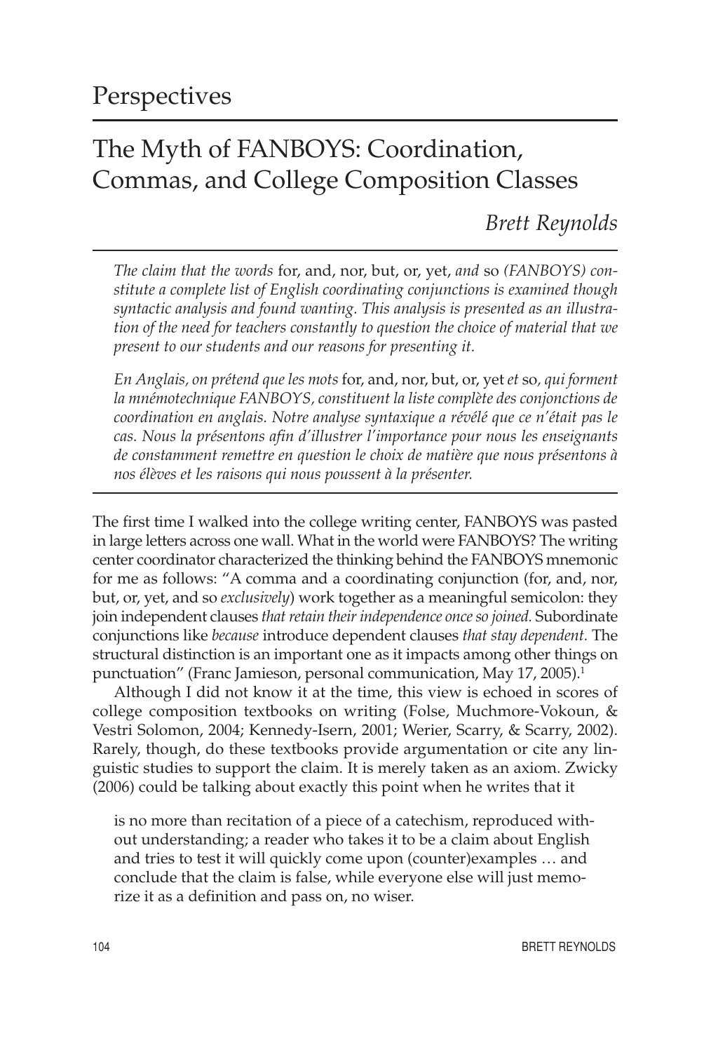# Perspectives

## The Myth of FANBOYS: Coordination, Commas, and College Composition Classes

*Brett Reynolds*

*The claim that the words* for, and, nor, but, or, yet, *and* so *(FANBOYS) constitute a complete list of English coordinating conjunctions is examined though syntactic analysis and found wanting. This analysis is presented as an illustration of the need for teachers constantly to question the choice of material that we present to our students and our reasons for presenting it.*

*En Anglais, on prétend que les mots* for, and, nor, but, or, yet *et* so*, qui forment la mnémotechnique FANBOYS, constituent la liste complète des conjonctions de coordination en anglais. Notre analyse syntaxique a révélé que ce n'était pas le cas. Nous la présentons afin d'illustrer l'importance pour nous les enseignants de constamment remettre en question le choix de matière que nous présentons à nos élèves et les raisons qui nous poussent à la présenter.*

The first time I walked into the college writing center, FANBOYS was pasted in large letters across one wall. What in the world were FANBOYS? The writing center coordinator characterized the thinking behind the FANBOYS mnemonic for me as follows: "A comma and a coordinating conjunction (for, and, nor, but, or, yet, and so *exclusively*) work together as a meaningful semicolon: they join independent clauses *that retain their independence once so joined.* Subordinate conjunctions like *because* introduce dependent clauses *that stay dependent.* The structural distinction is an important one as it impacts among other things on punctuation" (Franc Jamieson, personal communication, May 17, 2005).[1]

Although I did not know it at the time, this view is echoed in scores of college composition textbooks on writing (Folse, Muchmore-Vokoun, & Vestri Solomon, 2004; Kennedy-Isern, 2001; Werier, Scarry, & Scarry, 2002). Rarely, though, do these textbooks provide argumentation or cite any linguistic studies to support the claim. It is merely taken as an axiom. Zwicky (2006) could be talking about exactly this point when he writes that it

> is no more than recitation of a piece of a catechism, reproduced without understanding; a reader who takes it to be a claim about English and tries to test it will quickly come upon (counter)examples … and conclude that the claim is false, while everyone else will just memorize it as a definition and pass on, no wiser.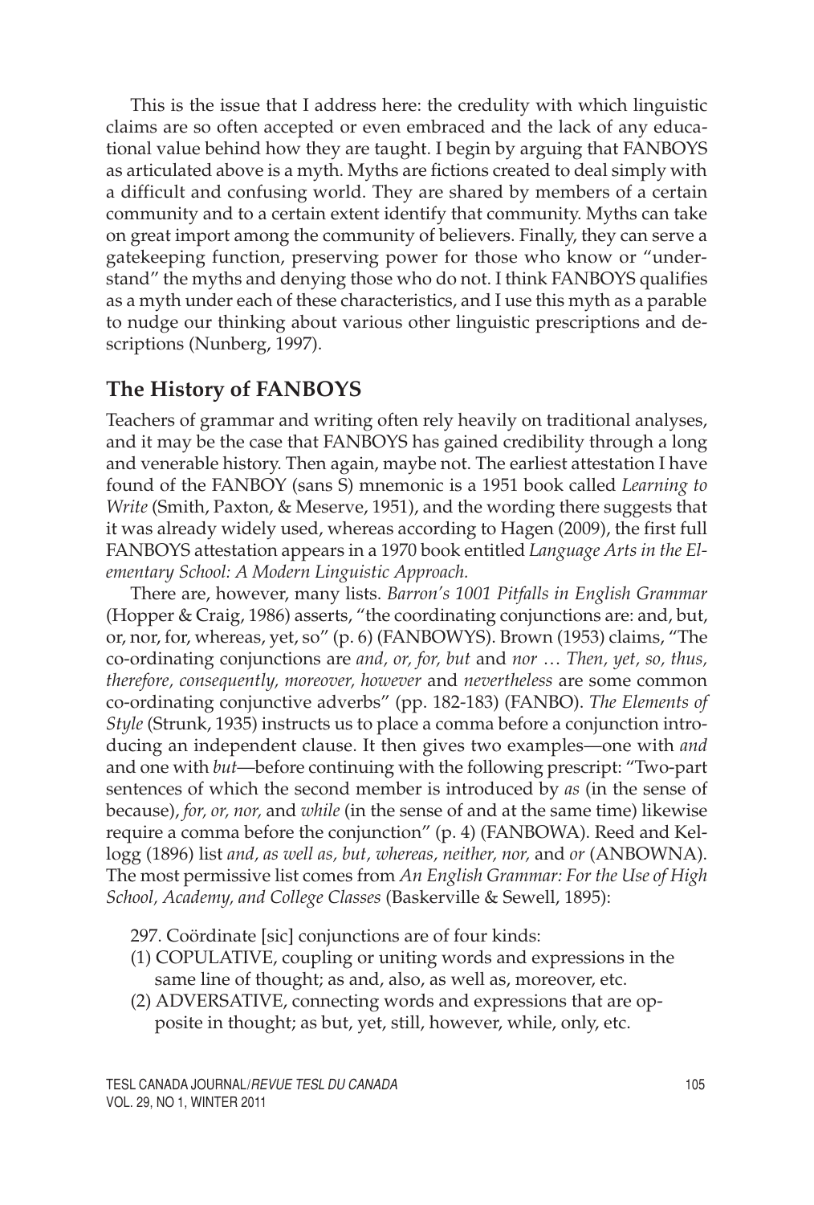This is the issue that I address here: the credulity with which linguistic claims are so often accepted or even embraced and the lack of any educational value behind how they are taught. I begin by arguing that FANBOYS as articulated above is a myth. Myths are fictions created to deal simply with a difficult and confusing world. They are shared by members of a certain community and to a certain extent identify that community. Myths can take on great import among the community of believers. Finally, they can serve a gatekeeping function, preserving power for those who know or "understand" the myths and denying those who do not. I think FANBOYS qualifies as a myth under each of these characteristics, and I use this myth as a parable to nudge our thinking about various other linguistic prescriptions and descriptions (Nunberg, 1997).

## The History of FANBOYS

Teachers of grammar and writing often rely heavily on traditional analyses, and it may be the case that FANBOYS has gained credibility through a long and venerable history. Then again, maybe not. The earliest attestation I have found of the FANBOY (sans S) mnemonic is a 1951 book called *Learning to Write* (Smith, Paxton, & Meserve, 1951), and the wording there suggests that it was already widely used, whereas according to Hagen (2009), the first full FANBOYS attestation appears in a 1970 book entitled *Language Arts in the Elementary School: A Modern Linguistic Approach.*

There are, however, many lists. *Barron's 1001 Pitfalls in English Grammar* (Hopper & Craig, 1986) asserts, "the coordinating conjunctions are: and, but, or, nor, for, whereas, yet, so" (p. 6) (FANBOWYS). Brown (1953) claims, "The co-ordinating conjunctions are *and, or, for, but* and *nor* … *Then, yet, so, thus, therefore, consequently, moreover, however* and *nevertheless* are some common co-ordinating conjunctive adverbs" (pp. 182-183) (FANBO). *The Elements of Style* (Strunk, 1935) instructs us to place a comma before a conjunction introducing an independent clause. It then gives two examples—one with *and* and one with *but*—before continuing with the following prescript: "Two-part sentences of which the second member is introduced by *as* (in the sense of because), *for, or, nor,* and *while* (in the sense of and at the same time) likewise require a comma before the conjunction" (p. 4) (FANBOWA). Reed and Kellogg (1896) list *and, as well as, but, whereas, neither, nor,* and *or* (ANBOWNA). The most permissive list comes from *An English Grammar: For the Use of High School, Academy, and College Classes* (Baskerville & Sewell, 1895):

> 297. Coördinate [sic] conjunctions are of four kinds:
> (1) COPULATIVE, coupling or uniting words and expressions in the same line of thought; as and, also, as well as, moreover, etc.
> (2) ADVERSATIVE, connecting words and expressions that are opposite in thought; as but, yet, still, however, while, only, etc.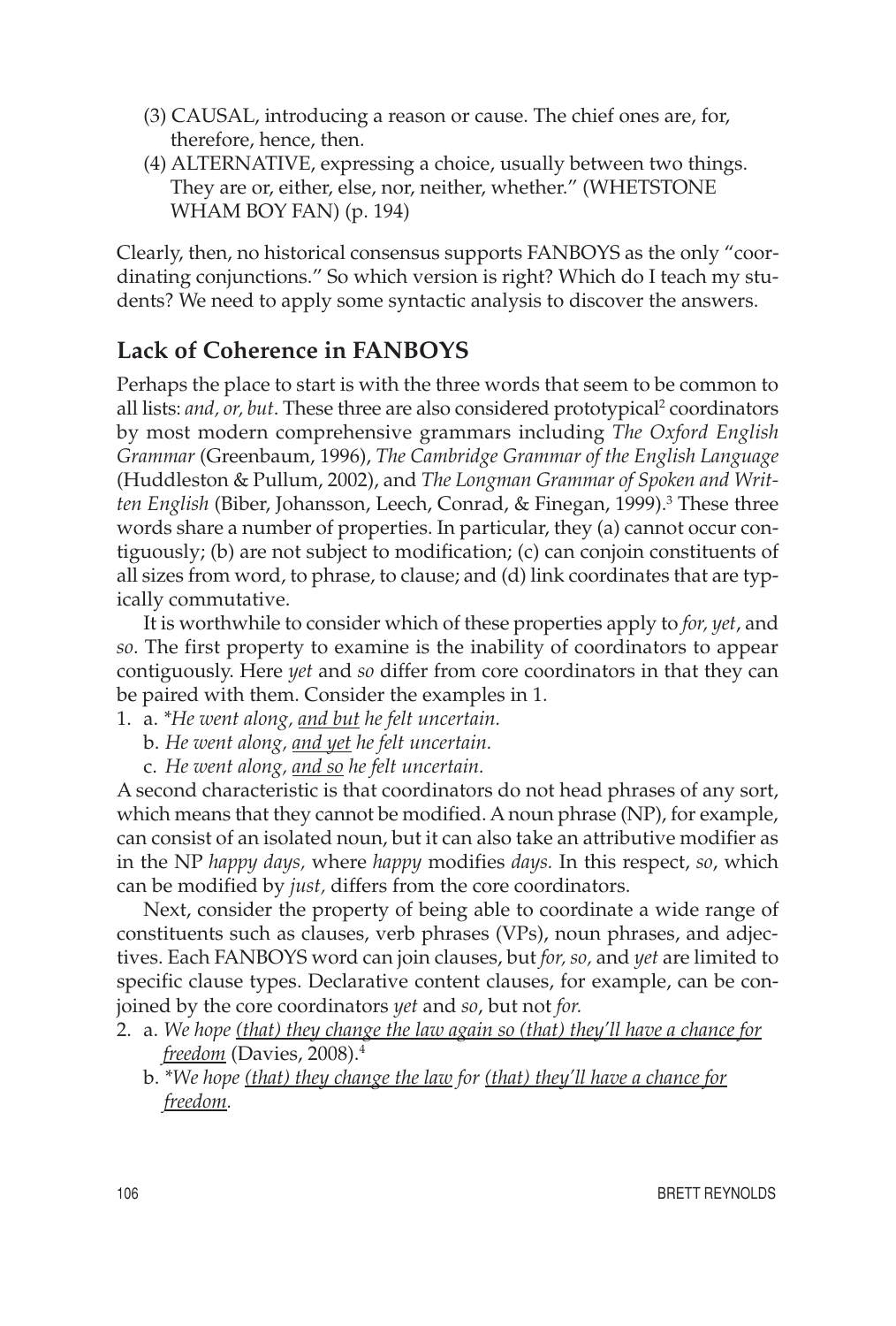(3) CAUSAL, introducing a reason or cause. The chief ones are, for, therefore, hence, then.

(4) ALTERNATIVE, expressing a choice, usually between two things. They are or, either, else, nor, neither, whether." (WHETSTONE WHAM BOY FAN) (p. 194)

Clearly, then, no historical consensus supports FANBOYS as the only "coordinating conjunctions." So which version is right? Which do I teach my students? We need to apply some syntactic analysis to discover the answers.

## Lack of Coherence in FANBOYS

Perhaps the place to start is with the three words that seem to be common to all lists: *and, or, but*. These three are also considered prototypical[2] coordinators by most modern comprehensive grammars including *The Oxford English Grammar* (Greenbaum, 1996), *The Cambridge Grammar of the English Language* (Huddleston & Pullum, 2002), and *The Longman Grammar of Spoken and Written English* (Biber, Johansson, Leech, Conrad, & Finegan, 1999).[3] These three words share a number of properties. In particular, they (a) cannot occur contiguously; (b) are not subject to modification; (c) can conjoin constituents of all sizes from word, to phrase, to clause; and (d) link coordinates that are typically commutative.

It is worthwhile to consider which of these properties apply to *for, yet*, and *so*. The first property to examine is the inability of coordinators to appear contiguously. Here *yet* and *so* differ from core coordinators in that they can be paired with them. Consider the examples in 1.

1. a. *\*He went along, <u>and but</u> he felt uncertain.*
   b. *He went along, <u>and yet</u> he felt uncertain.*
   c. *He went along, <u>and so</u> he felt uncertain.*

A second characteristic is that coordinators do not head phrases of any sort, which means that they cannot be modified. A noun phrase (NP), for example, can consist of an isolated noun, but it can also take an attributive modifier as in the NP *happy days,* where *happy* modifies *days.* In this respect, *so*, which can be modified by *just,* differs from the core coordinators.

Next, consider the property of being able to coordinate a wide range of constituents such as clauses, verb phrases (VPs), noun phrases, and adjectives. Each FANBOYS word can join clauses, but *for, so,* and *yet* are limited to specific clause types. Declarative content clauses, for example, can be conjoined by the core coordinators *yet* and *so*, but not *for.*

2. a. *We hope <u>(that) they change the law again</u> so <u>(that) they'll have a chance for freedom</u>* (Davies, 2008).[4]
   b. *\*We hope <u>(that) they change the law</u> for <u>(that) they'll have a chance for freedom</u>.*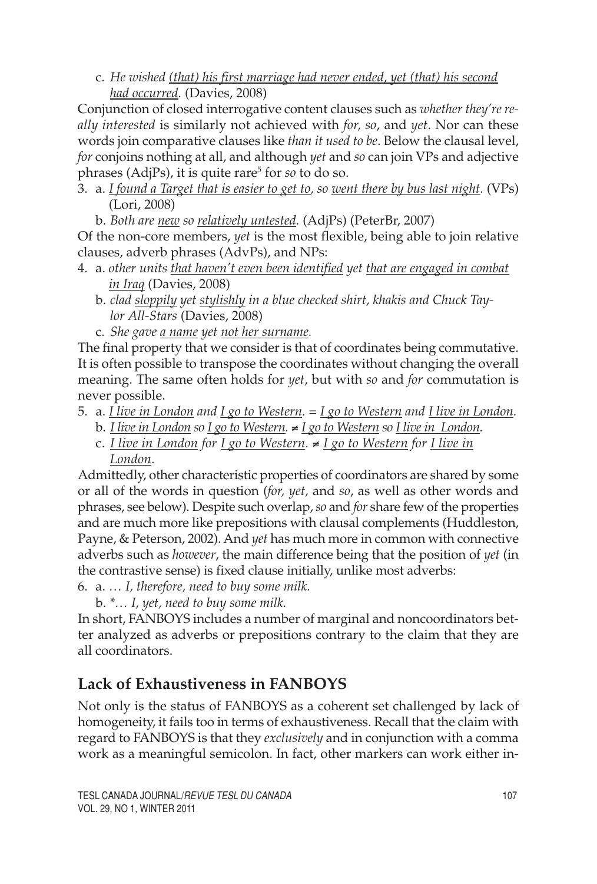c. *He wished <u>(that) his first marriage had never ended</u>, yet <u>(that) his second had occurred</u>.* (Davies, 2008)

Conjunction of closed interrogative content clauses such as *whether they're really interested* is similarly not achieved with *for, so*, and *yet*. Nor can these words join comparative clauses like *than it used to be*. Below the clausal level, *for* conjoins nothing at all, and although *yet* and *so* can join VPs and adjective phrases (AdjPs), it is quite rare[5] for *so* to do so.

3. a. *<u>I found a Target that is easier to get to</u>, so <u>went there by bus last night</u>.* (VPs) (Lori, 2008)

   b. *Both are <u>new</u> so <u>relatively untested</u>.* (AdjPs) (PeterBr, 2007)

Of the non-core members, *yet* is the most flexible, being able to join relative clauses, adverb phrases (AdvPs), and NPs:

4. a. *other units <u>that haven't even been identified</u> yet <u>that are engaged in combat in Iraq</u>* (Davies, 2008)

   b. *clad <u>sloppily</u> yet <u>stylishly</u> in a blue checked shirt, khakis and Chuck Taylor All-Stars* (Davies, 2008)

   c. *She gave <u>a name</u> yet <u>not her surname</u>.*

The final property that we consider is that of coordinates being commutative. It is often possible to transpose the coordinates without changing the overall meaning. The same often holds for *yet*, but with *so* and *for* commutation is never possible.

5. a. *<u>I live in London</u> and <u>I go to Western</u>. = <u>I go to Western</u> and <u>I live in London</u>.*

   b. *<u>I live in London</u> so <u>I go to Western</u>. ≠ <u>I go to Western</u> so <u>I live in London</u>.*

   c. *<u>I live in London</u> for <u>I go to Western</u>. ≠ <u>I go to Western</u> for <u>I live in London</u>.*

Admittedly, other characteristic properties of coordinators are shared by some or all of the words in question (*for, yet,* and *so*, as well as other words and phrases, see below). Despite such overlap, *so* and *for* share few of the properties and are much more like prepositions with clausal complements (Huddleston, Payne, & Peterson, 2002). And *yet* has much more in common with connective adverbs such as *however*, the main difference being that the position of *yet* (in the contrastive sense) is fixed clause initially, unlike most adverbs:

6. a. *… I, therefore, need to buy some milk.*

   b. *\*… I, yet, need to buy some milk.*

In short, FANBOYS includes a number of marginal and noncoordinators better analyzed as adverbs or prepositions contrary to the claim that they are all coordinators.

## Lack of Exhaustiveness in FANBOYS

Not only is the status of FANBOYS as a coherent set challenged by lack of homogeneity, it fails too in terms of exhaustiveness. Recall that the claim with regard to FANBOYS is that they *exclusively* and in conjunction with a comma work as a meaningful semicolon. In fact, other markers can work either in-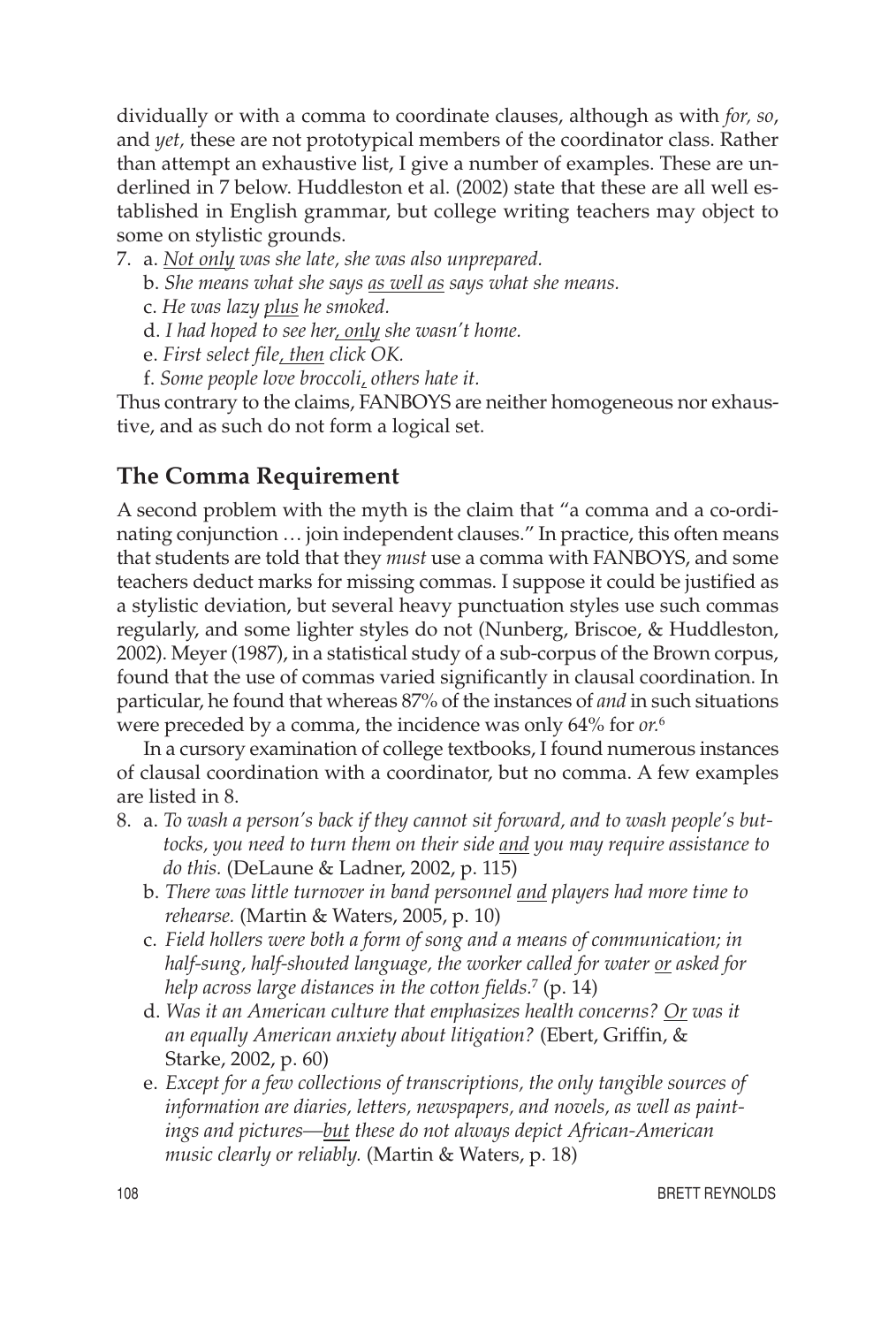dividually or with a comma to coordinate clauses, although as with *for, so*, and *yet,* these are not prototypical members of the coordinator class. Rather than attempt an exhaustive list, I give a number of examples. These are underlined in 7 below. Huddleston et al. (2002) state that these are all well established in English grammar, but college writing teachers may object to some on stylistic grounds.

7. a. *<u>Not only</u> was she late, she was also unprepared.*
   b. *She means what she says <u>as well as</u> says what she means.*
   c. *He was lazy <u>plus</u> he smoked.*
   d. *I had hoped to see her<u>, only</u> she wasn't home.*
   e. *First select file<u>, then</u> click OK.*
   f. *Some people love broccoli<u>,</u> others hate it.*

Thus contrary to the claims, FANBOYS are neither homogeneous nor exhaustive, and as such do not form a logical set.

## The Comma Requirement

A second problem with the myth is the claim that "a comma and a co-ordinating conjunction … join independent clauses." In practice, this often means that students are told that they *must* use a comma with FANBOYS, and some teachers deduct marks for missing commas. I suppose it could be justified as a stylistic deviation, but several heavy punctuation styles use such commas regularly, and some lighter styles do not (Nunberg, Briscoe, & Huddleston, 2002). Meyer (1987), in a statistical study of a sub-corpus of the Brown corpus, found that the use of commas varied significantly in clausal coordination. In particular, he found that whereas 87% of the instances of *and* in such situations were preceded by a comma, the incidence was only 64% for *or.*[6]

In a cursory examination of college textbooks, I found numerous instances of clausal coordination with a coordinator, but no comma. A few examples are listed in 8.

8. a. *To wash a person's back if they cannot sit forward, and to wash people's buttocks, you need to turn them on their side <u>and</u> you may require assistance to do this.* (DeLaune & Ladner, 2002, p. 115)
   b. *There was little turnover in band personnel <u>and</u> players had more time to rehearse.* (Martin & Waters, 2005, p. 10)
   c. *Field hollers were both a form of song and a means of communication; in half-sung, half-shouted language, the worker called for water <u>or</u> asked for help across large distances in the cotton fields.*[7] (p. 14)
   d. *Was it an American culture that emphasizes health concerns? <u>Or</u> was it an equally American anxiety about litigation?* (Ebert, Griffin, & Starke, 2002, p. 60)
   e. *Except for a few collections of transcriptions, the only tangible sources of information are diaries, letters, newspapers, and novels, as well as paintings and pictures—<u>but</u> these do not always depict African-American music clearly or reliably.* (Martin & Waters, p. 18)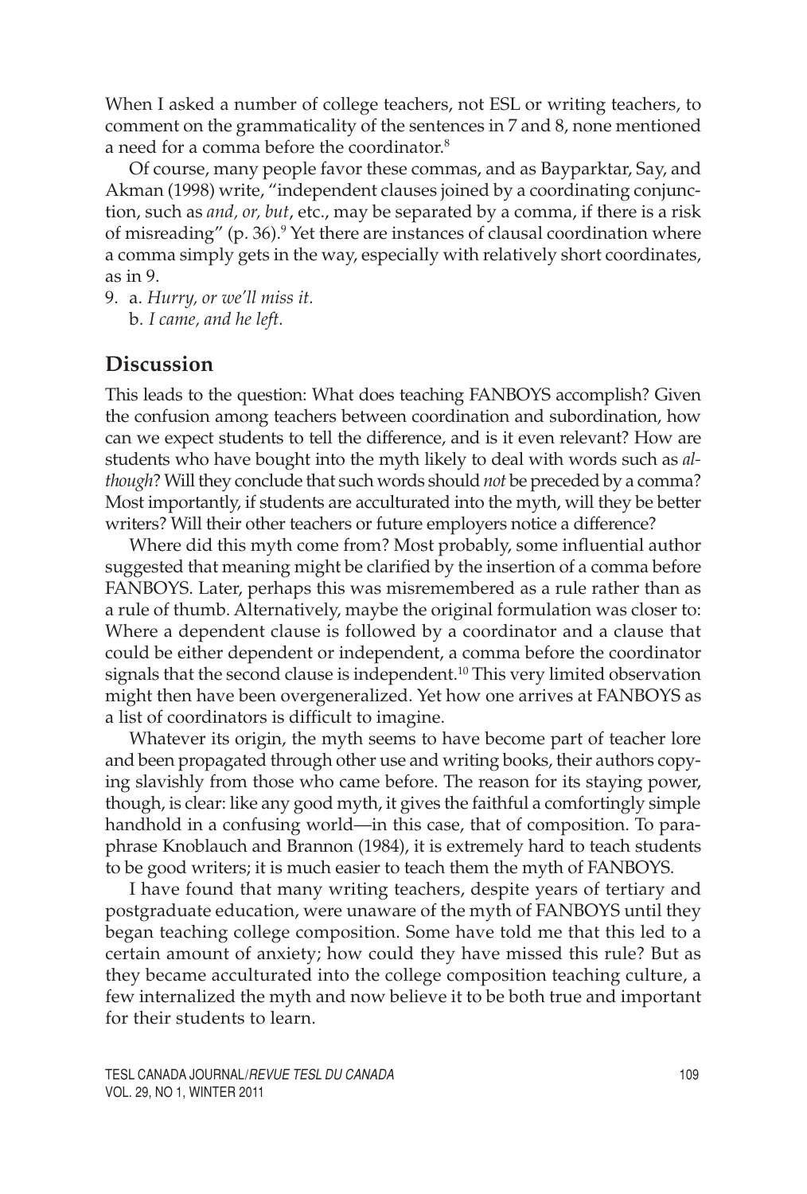When I asked a number of college teachers, not ESL or writing teachers, to comment on the grammaticality of the sentences in 7 and 8, none mentioned a need for a comma before the coordinator.[8]

Of course, many people favor these commas, and as Bayparktar, Say, and Akman (1998) write, "independent clauses joined by a coordinating conjunction, such as *and, or, but*, etc., may be separated by a comma, if there is a risk of misreading" (p. 36).[9] Yet there are instances of clausal coordination where a comma simply gets in the way, especially with relatively short coordinates, as in 9.

9. a. *Hurry, or we'll miss it.*
   b. *I came, and he left.*

## Discussion

This leads to the question: What does teaching FANBOYS accomplish? Given the confusion among teachers between coordination and subordination, how can we expect students to tell the difference, and is it even relevant? How are students who have bought into the myth likely to deal with words such as *although*? Will they conclude that such words should *not* be preceded by a comma? Most importantly, if students are acculturated into the myth, will they be better writers? Will their other teachers or future employers notice a difference?

Where did this myth come from? Most probably, some influential author suggested that meaning might be clarified by the insertion of a comma before FANBOYS. Later, perhaps this was misremembered as a rule rather than as a rule of thumb. Alternatively, maybe the original formulation was closer to: Where a dependent clause is followed by a coordinator and a clause that could be either dependent or independent, a comma before the coordinator signals that the second clause is independent.[10] This very limited observation might then have been overgeneralized. Yet how one arrives at FANBOYS as a list of coordinators is difficult to imagine.

Whatever its origin, the myth seems to have become part of teacher lore and been propagated through other use and writing books, their authors copying slavishly from those who came before. The reason for its staying power, though, is clear: like any good myth, it gives the faithful a comfortingly simple handhold in a confusing world—in this case, that of composition. To paraphrase Knoblauch and Brannon (1984), it is extremely hard to teach students to be good writers; it is much easier to teach them the myth of FANBOYS.

I have found that many writing teachers, despite years of tertiary and postgraduate education, were unaware of the myth of FANBOYS until they began teaching college composition. Some have told me that this led to a certain amount of anxiety; how could they have missed this rule? But as they became acculturated into the college composition teaching culture, a few internalized the myth and now believe it to be both true and important for their students to learn.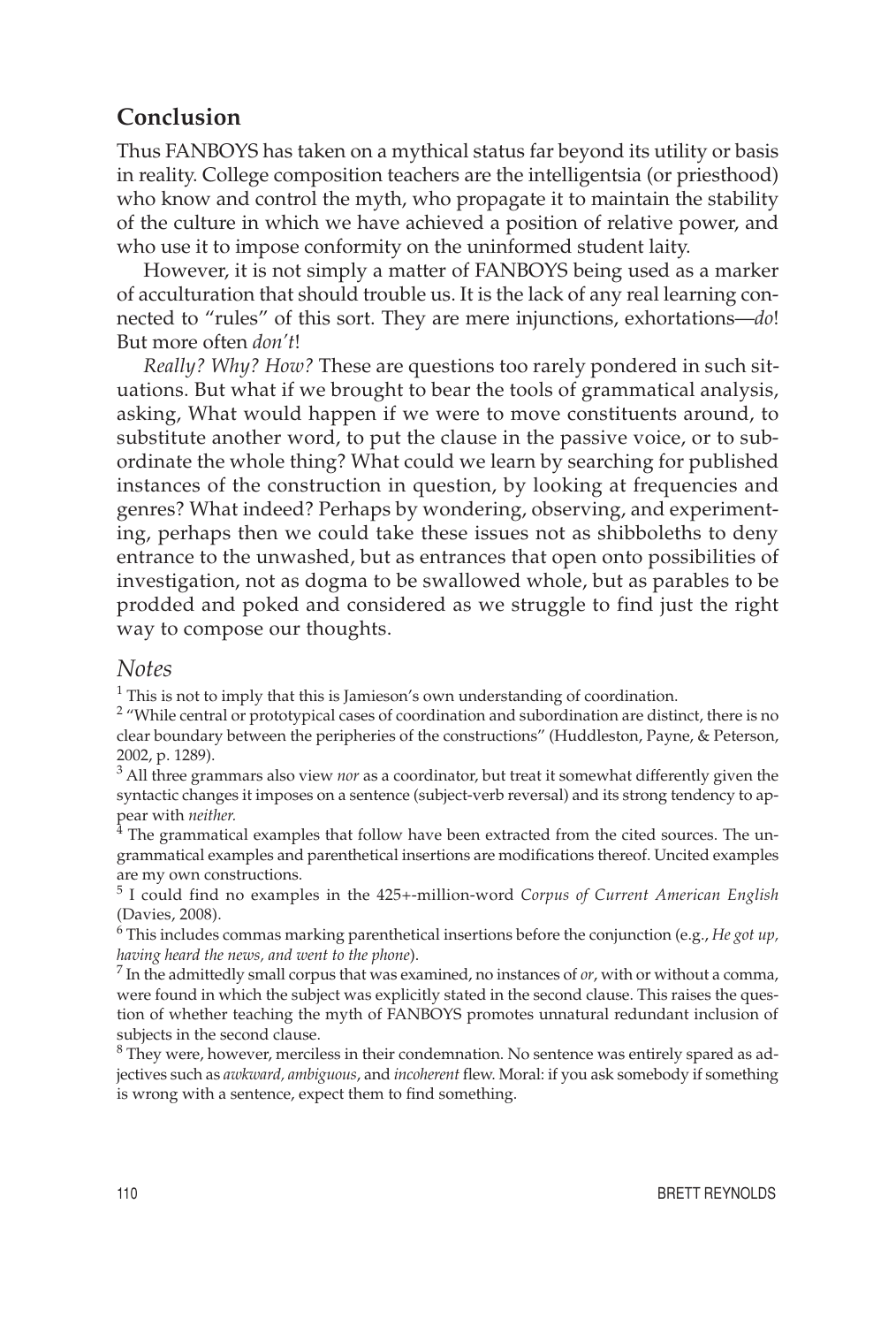## Conclusion

Thus FANBOYS has taken on a mythical status far beyond its utility or basis in reality. College composition teachers are the intelligentsia (or priesthood) who know and control the myth, who propagate it to maintain the stability of the culture in which we have achieved a position of relative power, and who use it to impose conformity on the uninformed student laity.

However, it is not simply a matter of FANBOYS being used as a marker of acculturation that should trouble us. It is the lack of any real learning connected to "rules" of this sort. They are mere injunctions, exhortations—*do*! But more often *don't*!

*Really? Why? How?* These are questions too rarely pondered in such situations. But what if we brought to bear the tools of grammatical analysis, asking, What would happen if we were to move constituents around, to substitute another word, to put the clause in the passive voice, or to subordinate the whole thing? What could we learn by searching for published instances of the construction in question, by looking at frequencies and genres? What indeed? Perhaps by wondering, observing, and experimenting, perhaps then we could take these issues not as shibboleths to deny entrance to the unwashed, but as entrances that open onto possibilities of investigation, not as dogma to be swallowed whole, but as parables to be prodded and poked and considered as we struggle to find just the right way to compose our thoughts.

### *Notes*

[1] This is not to imply that this is Jamieson's own understanding of coordination.

[2] "While central or prototypical cases of coordination and subordination are distinct, there is no clear boundary between the peripheries of the constructions" (Huddleston, Payne, & Peterson, 2002, p. 1289).

[3] All three grammars also view *nor* as a coordinator, but treat it somewhat differently given the syntactic changes it imposes on a sentence (subject-verb reversal) and its strong tendency to appear with *neither.*

[4] The grammatical examples that follow have been extracted from the cited sources. The ungrammatical examples and parenthetical insertions are modifications thereof. Uncited examples are my own constructions.

[5] I could find no examples in the 425+-million-word *Corpus of Current American English* (Davies, 2008).

[6] This includes commas marking parenthetical insertions before the conjunction (e.g., *He got up, having heard the news, and went to the phone*).

[7] In the admittedly small corpus that was examined, no instances of *or*, with or without a comma, were found in which the subject was explicitly stated in the second clause. This raises the question of whether teaching the myth of FANBOYS promotes unnatural redundant inclusion of subjects in the second clause.

[8] They were, however, merciless in their condemnation. No sentence was entirely spared as adjectives such as *awkward, ambiguous*, and *incoherent* flew. Moral: if you ask somebody if something is wrong with a sentence, expect them to find something.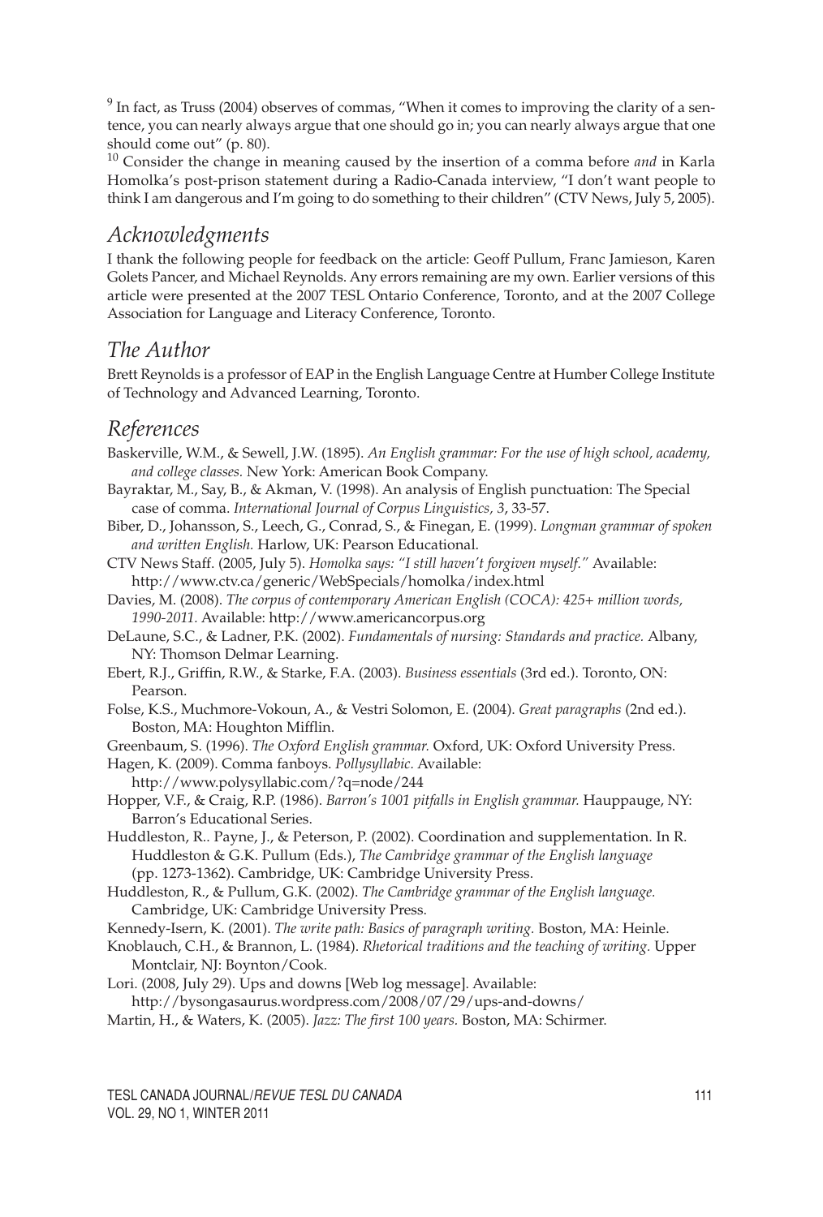[9] In fact, as Truss (2004) observes of commas, "When it comes to improving the clarity of a sentence, you can nearly always argue that one should go in; you can nearly always argue that one should come out" (p. 80).

[10] Consider the change in meaning caused by the insertion of a comma before *and* in Karla Homolka's post-prison statement during a Radio-Canada interview, "I don't want people to think I am dangerous and I'm going to do something to their children" (CTV News, July 5, 2005).

## *Acknowledgments*

I thank the following people for feedback on the article: Geoff Pullum, Franc Jamieson, Karen Golets Pancer, and Michael Reynolds. Any errors remaining are my own. Earlier versions of this article were presented at the 2007 TESL Ontario Conference, Toronto, and at the 2007 College Association for Language and Literacy Conference, Toronto.

## *The Author*

Brett Reynolds is a professor of EAP in the English Language Centre at Humber College Institute of Technology and Advanced Learning, Toronto.

## *References*

Baskerville, W.M., & Sewell, J.W. (1895). *An English grammar: For the use of high school, academy, and college classes.* New York: American Book Company.

Bayraktar, M., Say, B., & Akman, V. (1998). An analysis of English punctuation: The Special case of comma. *International Journal of Corpus Linguistics, 3*, 33-57.

Biber, D., Johansson, S., Leech, G., Conrad, S., & Finegan, E. (1999). *Longman grammar of spoken and written English.* Harlow, UK: Pearson Educational.

CTV News Staff. (2005, July 5). *Homolka says: "I still haven't forgiven myself."* Available: http://www.ctv.ca/generic/WebSpecials/homolka/index.html

Davies, M. (2008). *The corpus of contemporary American English (COCA): 425+ million words, 1990-2011.* Available: http://www.americancorpus.org

DeLaune, S.C., & Ladner, P.K. (2002). *Fundamentals of nursing: Standards and practice.* Albany, NY: Thomson Delmar Learning.

Ebert, R.J., Griffin, R.W., & Starke, F.A. (2003). *Business essentials* (3rd ed.). Toronto, ON: Pearson.

Folse, K.S., Muchmore-Vokoun, A., & Vestri Solomon, E. (2004). *Great paragraphs* (2nd ed.). Boston, MA: Houghton Mifflin.

Greenbaum, S. (1996). *The Oxford English grammar.* Oxford, UK: Oxford University Press.

Hagen, K. (2009). Comma fanboys. *Pollysyllabic.* Available: http://www.polysyllabic.com/?q=node/244

Hopper, V.F., & Craig, R.P. (1986). *Barron's 1001 pitfalls in English grammar.* Hauppauge, NY: Barron's Educational Series.

Huddleston, R.. Payne, J., & Peterson, P. (2002). Coordination and supplementation. In R. Huddleston & G.K. Pullum (Eds.), *The Cambridge grammar of the English language* (pp. 1273-1362). Cambridge, UK: Cambridge University Press.

Huddleston, R., & Pullum, G.K. (2002). *The Cambridge grammar of the English language.* Cambridge, UK: Cambridge University Press.

Kennedy-Isern, K. (2001). *The write path: Basics of paragraph writing.* Boston, MA: Heinle.

Knoblauch, C.H., & Brannon, L. (1984). *Rhetorical traditions and the teaching of writing.* Upper Montclair, NJ: Boynton/Cook.

Lori. (2008, July 29). Ups and downs [Web log message]. Available: http://bysongasaurus.wordpress.com/2008/07/29/ups-and-downs/

Martin, H., & Waters, K. (2005). *Jazz: The first 100 years.* Boston, MA: Schirmer.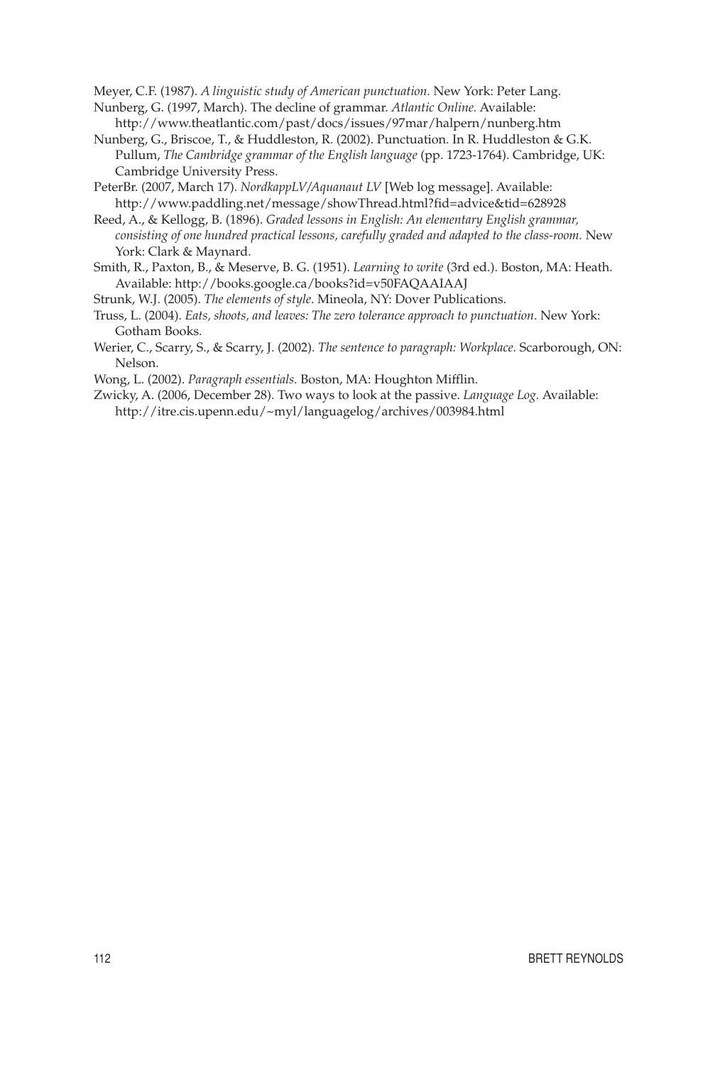Meyer, C.F. (1987). *A linguistic study of American punctuation.* New York: Peter Lang.

Nunberg, G. (1997, March). The decline of grammar. *Atlantic Online.* Available: http://www.theatlantic.com/past/docs/issues/97mar/halpern/nunberg.htm

Nunberg, G., Briscoe, T., & Huddleston, R. (2002). Punctuation. In R. Huddleston & G.K. Pullum, *The Cambridge grammar of the English language* (pp. 1723-1764). Cambridge, UK: Cambridge University Press.

PeterBr. (2007, March 17). *NordkappLV/Aquanaut LV* [Web log message]. Available: http://www.paddling.net/message/showThread.html?fid=advice&tid=628928

Reed, A., & Kellogg, B. (1896). *Graded lessons in English: An elementary English grammar, consisting of one hundred practical lessons, carefully graded and adapted to the class-room.* New York: Clark & Maynard.

Smith, R., Paxton, B., & Meserve, B. G. (1951). *Learning to write* (3rd ed.). Boston, MA: Heath. Available: http://books.google.ca/books?id=v50FAQAAIAAJ

Strunk, W.J. (2005). *The elements of style*. Mineola, NY: Dover Publications.

Truss, L. (2004). *Eats, shoots, and leaves: The zero tolerance approach to punctuation*. New York: Gotham Books.

Werier, C., Scarry, S., & Scarry, J. (2002). *The sentence to paragraph: Workplace.* Scarborough, ON: Nelson.

Wong, L. (2002). *Paragraph essentials.* Boston, MA: Houghton Mifflin.

Zwicky, A. (2006, December 28). Two ways to look at the passive. *Language Log.* Available: http://itre.cis.upenn.edu/~myl/languagelog/archives/003984.html